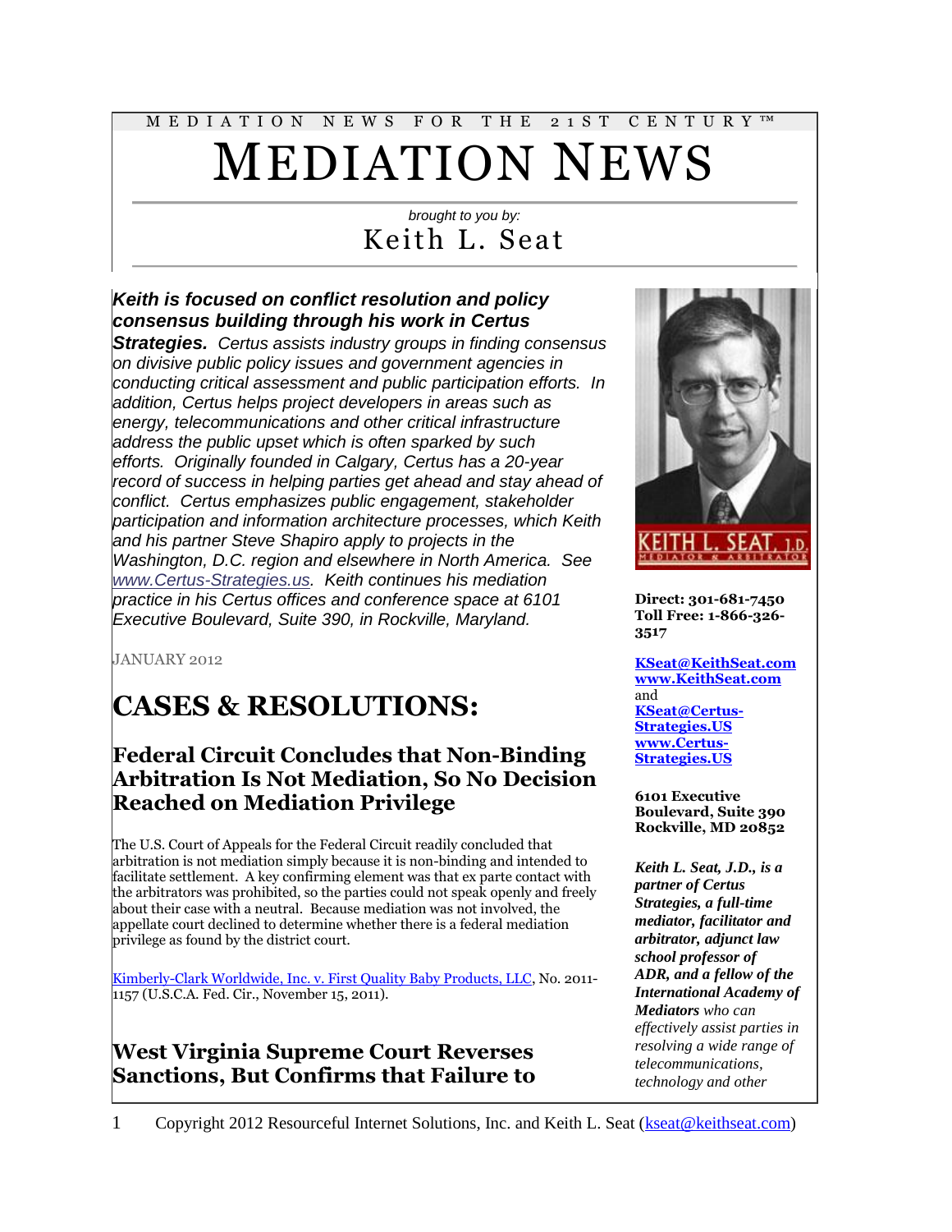MEDIATION NEWS FOR THE 21ST CENTURY™

# MEDIATION NEWS

*brought to you by:*

Keith L. Seat

***Keith is focused on conflict resolution and policy consensus building through his work in Certus Strategies.*** *Certus assists industry groups in finding consensus on divisive public policy issues and government agencies in conducting critical assessment and public participation efforts. In addition, Certus helps project developers in areas such as energy, telecommunications and other critical infrastructure address the public upset which is often sparked by such efforts. Originally founded in Calgary, Certus has a 20-year record of success in helping parties get ahead and stay ahead of conflict. Certus emphasizes public engagement, stakeholder participation and information architecture processes, which Keith and his partner Steve Shapiro apply to projects in the Washington, D.C. region and elsewhere in North America. See [www.Certus-Strategies.us](http://www.Certus-Strategies.us). Keith continues his mediation practice in his Certus offices and conference space at 6101 Executive Boulevard, Suite 390, in Rockville, Maryland.*

JANUARY 2012

# CASES & RESOLUTIONS:

## Federal Circuit Concludes that Non-Binding Arbitration Is Not Mediation, So No Decision Reached on Mediation Privilege

The U.S. Court of Appeals for the Federal Circuit readily concluded that arbitration is not mediation simply because it is non-binding and intended to facilitate settlement. A key confirming element was that ex parte contact with the arbitrators was prohibited, so the parties could not speak openly and freely about their case with a neutral. Because mediation was not involved, the appellate court declined to determine whether there is a federal mediation privilege as found by the district court.

Kimberly-Clark Worldwide, Inc. v. First Quality Baby Products, LLC, No. 2011-1157 (U.S.C.A. Fed. Cir., November 15, 2011).

## West Virginia Supreme Court Reverses Sanctions, But Confirms that Failure to

**Direct: 301-681-7450**
**Toll Free: 1-866-326-3517**

**KSeat@KeithSeat.com**
**www.KeithSeat.com**
and
**KSeat@Certus-Strategies.US**
**www.Certus-Strategies.US**

**6101 Executive Boulevard, Suite 390**
**Rockville, MD 20852**

***Keith L. Seat, J.D., is a partner of Certus Strategies, a full-time mediator, facilitator and arbitrator, adjunct law school professor of ADR, and a fellow of the International Academy of Mediators*** *who can effectively assist parties in resolving a wide range of telecommunications, technology and other*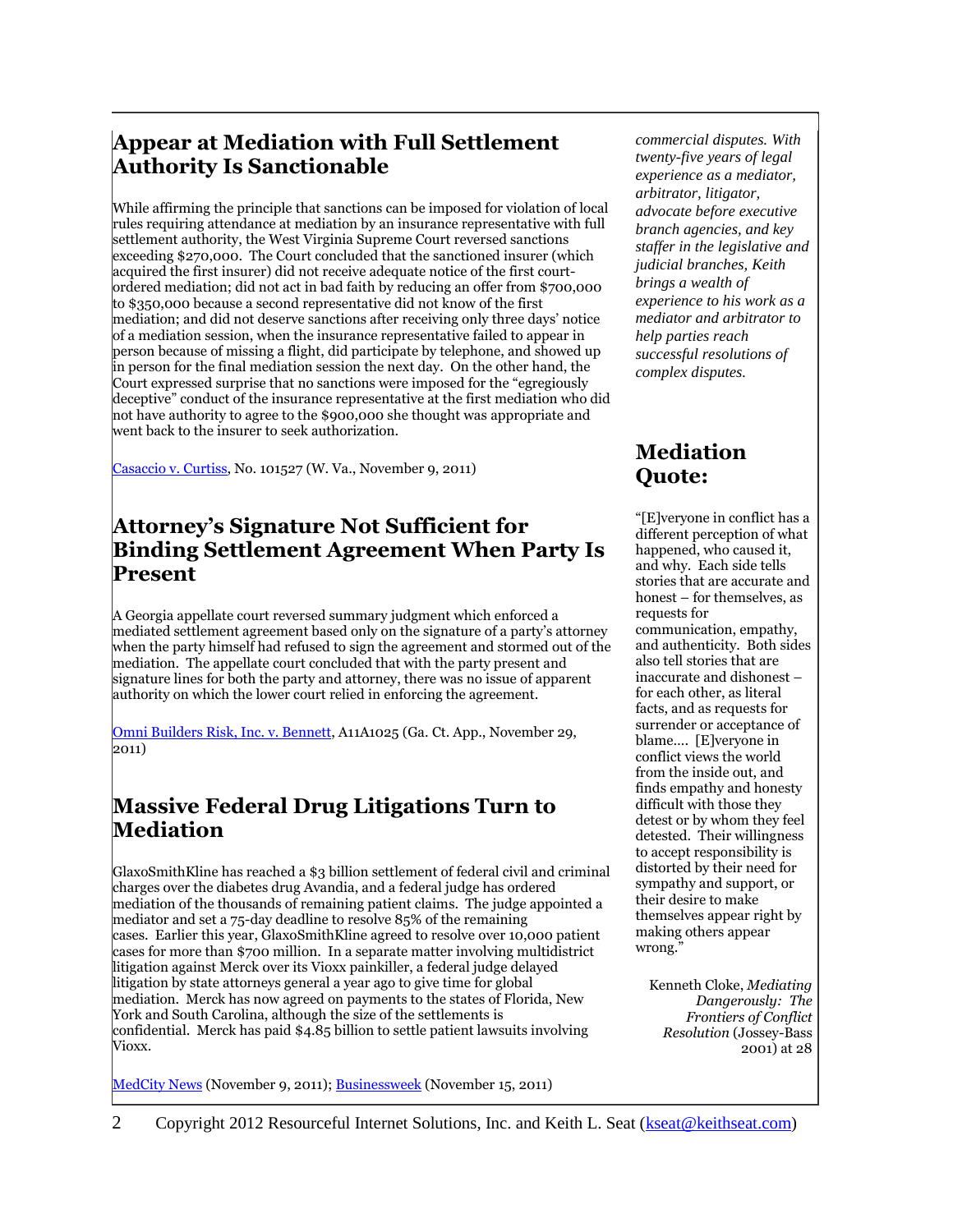## Appear at Mediation with Full Settlement Authority Is Sanctionable

While affirming the principle that sanctions can be imposed for violation of local rules requiring attendance at mediation by an insurance representative with full settlement authority, the West Virginia Supreme Court reversed sanctions exceeding $270,000. The Court concluded that the sanctioned insurer (which acquired the first insurer) did not receive adequate notice of the first court-ordered mediation; did not act in bad faith by reducing an offer from $700,000 to $350,000 because a second representative did not know of the first mediation; and did not deserve sanctions after receiving only three days' notice of a mediation session, when the insurance representative failed to appear in person because of missing a flight, did participate by telephone, and showed up in person for the final mediation session the next day. On the other hand, the Court expressed surprise that no sanctions were imposed for the "egregiously deceptive" conduct of the insurance representative at the first mediation who did not have authority to agree to the $900,000 she thought was appropriate and went back to the insurer to seek authorization.

Casaccio v. Curtiss, No. 101527 (W. Va., November 9, 2011)

## Attorney's Signature Not Sufficient for Binding Settlement Agreement When Party Is Present

A Georgia appellate court reversed summary judgment which enforced a mediated settlement agreement based only on the signature of a party's attorney when the party himself had refused to sign the agreement and stormed out of the mediation. The appellate court concluded that with the party present and signature lines for both the party and attorney, there was no issue of apparent authority on which the lower court relied in enforcing the agreement.

Omni Builders Risk, Inc. v. Bennett, A11A1025 (Ga. Ct. App., November 29, 2011)

## Massive Federal Drug Litigations Turn to Mediation

GlaxoSmithKline has reached a $3 billion settlement of federal civil and criminal charges over the diabetes drug Avandia, and a federal judge has ordered mediation of the thousands of remaining patient claims. The judge appointed a mediator and set a 75-day deadline to resolve 85% of the remaining cases. Earlier this year, GlaxoSmithKline agreed to resolve over 10,000 patient cases for more than $700 million. In a separate matter involving multidistrict litigation against Merck over its Vioxx painkiller, a federal judge delayed litigation by state attorneys general a year ago to give time for global mediation. Merck has now agreed on payments to the states of Florida, New York and South Carolina, although the size of the settlements is confidential. Merck has paid $4.85 billion to settle patient lawsuits involving Vioxx.

MedCity News (November 9, 2011); Businessweek (November 15, 2011)

*commercial disputes. With twenty-five years of legal experience as a mediator, arbitrator, litigator, advocate before executive branch agencies, and key staffer in the legislative and judicial branches, Keith brings a wealth of experience to his work as a mediator and arbitrator to help parties reach successful resolutions of complex disputes.*

## Mediation Quote:

"[E]veryone in conflict has a different perception of what happened, who caused it, and why. Each side tells stories that are accurate and honest – for themselves, as requests for communication, empathy, and authenticity. Both sides also tell stories that are inaccurate and dishonest – for each other, as literal facts, and as requests for surrender or acceptance of blame.... [E]veryone in conflict views the world from the inside out, and finds empathy and honesty difficult with those they detest or by whom they feel detested. Their willingness to accept responsibility is distorted by their need for sympathy and support, or their desire to make themselves appear right by making others appear wrong."

Kenneth Cloke, *Mediating Dangerously: The Frontiers of Conflict Resolution* (Jossey-Bass 2001) at 28

Copyright 2012 Resourceful Internet Solutions, Inc. and Keith L. Seat (kseat@keithseat.com)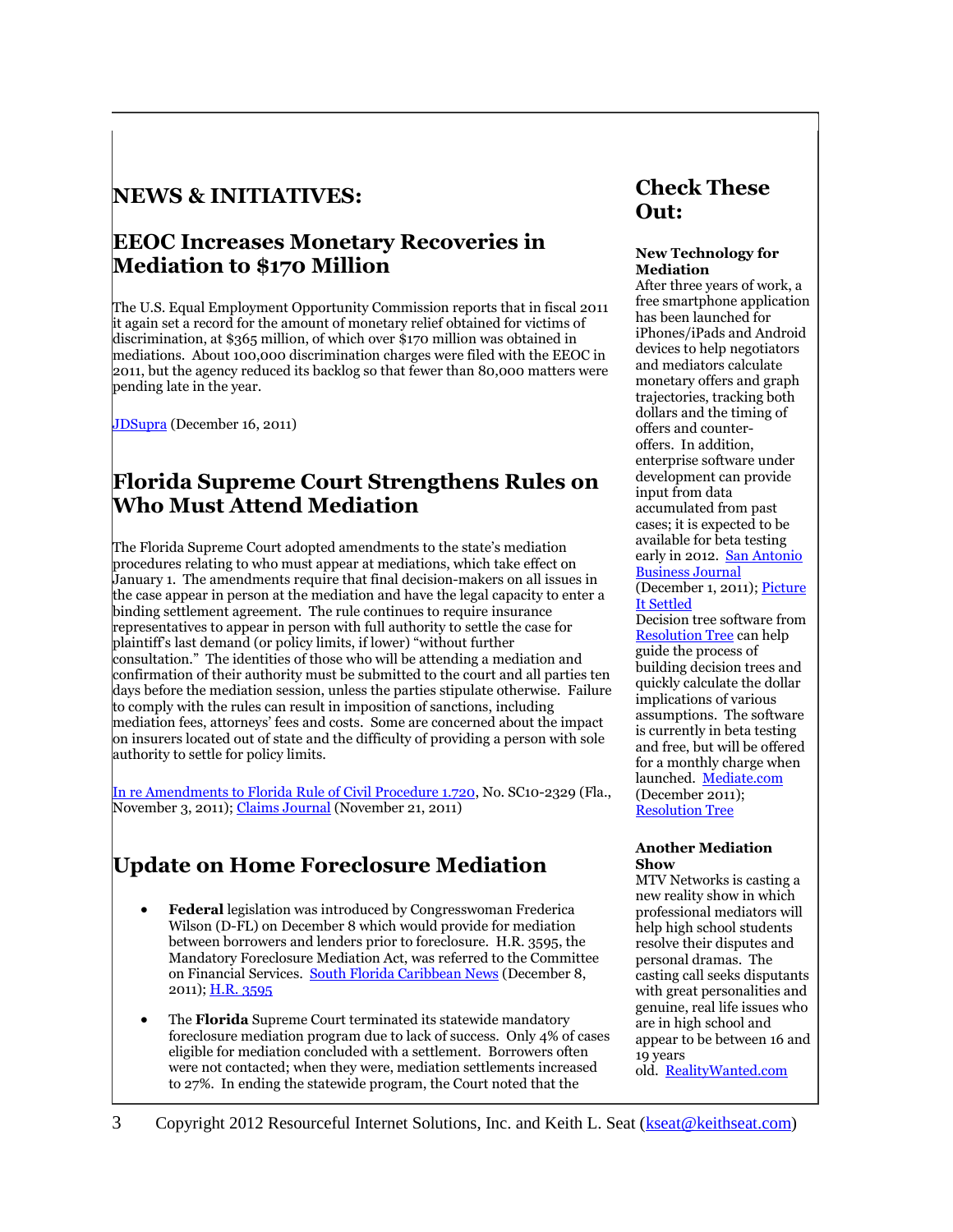## NEWS & INITIATIVES:

### EEOC Increases Monetary Recoveries in Mediation to $170 Million

The U.S. Equal Employment Opportunity Commission reports that in fiscal 2011 it again set a record for the amount of monetary relief obtained for victims of discrimination, at $365 million, of which over $170 million was obtained in mediations. About 100,000 discrimination charges were filed with the EEOC in 2011, but the agency reduced its backlog so that fewer than 80,000 matters were pending late in the year.

JDSupra (December 16, 2011)

### Florida Supreme Court Strengthens Rules on Who Must Attend Mediation

The Florida Supreme Court adopted amendments to the state's mediation procedures relating to who must appear at mediations, which take effect on January 1. The amendments require that final decision-makers on all issues in the case appear in person at the mediation and have the legal capacity to enter a binding settlement agreement. The rule continues to require insurance representatives to appear in person with full authority to settle the case for plaintiff's last demand (or policy limits, if lower) "without further consultation." The identities of those who will be attending a mediation and confirmation of their authority must be submitted to the court and all parties ten days before the mediation session, unless the parties stipulate otherwise. Failure to comply with the rules can result in imposition of sanctions, including mediation fees, attorneys' fees and costs. Some are concerned about the impact on insurers located out of state and the difficulty of providing a person with sole authority to settle for policy limits.

In re Amendments to Florida Rule of Civil Procedure 1.720, No. SC10-2329 (Fla., November 3, 2011); Claims Journal (November 21, 2011)

### Update on Home Foreclosure Mediation

- **Federal** legislation was introduced by Congresswoman Frederica Wilson (D-FL) on December 8 which would provide for mediation between borrowers and lenders prior to foreclosure. H.R. 3595, the Mandatory Foreclosure Mediation Act, was referred to the Committee on Financial Services. South Florida Caribbean News (December 8, 2011); H.R. 3595
- The **Florida** Supreme Court terminated its statewide mandatory foreclosure mediation program due to lack of success. Only 4% of cases eligible for mediation concluded with a settlement. Borrowers often were not contacted; when they were, mediation settlements increased to 27%. In ending the statewide program, the Court noted that the

## Check These Out:

**New Technology for Mediation**
After three years of work, a free smartphone application has been launched for iPhones/iPads and Android devices to help negotiators and mediators calculate monetary offers and graph trajectories, tracking both dollars and the timing of offers and counter-offers. In addition, enterprise software under development can provide input from data accumulated from past cases; it is expected to be available for beta testing early in 2012. San Antonio Business Journal (December 1, 2011); Picture It Settled
Decision tree software from Resolution Tree can help guide the process of building decision trees and quickly calculate the dollar implications of various assumptions. The software is currently in beta testing and free, but will be offered for a monthly charge when launched. Mediate.com (December 2011); Resolution Tree

**Another Mediation Show**
MTV Networks is casting a new reality show in which professional mediators will help high school students resolve their disputes and personal dramas. The casting call seeks disputants with great personalities and genuine, real life issues who are in high school and appear to be between 16 and 19 years old. RealityWanted.com

Copyright 2012 Resourceful Internet Solutions, Inc. and Keith L. Seat (kseat@keithseat.com)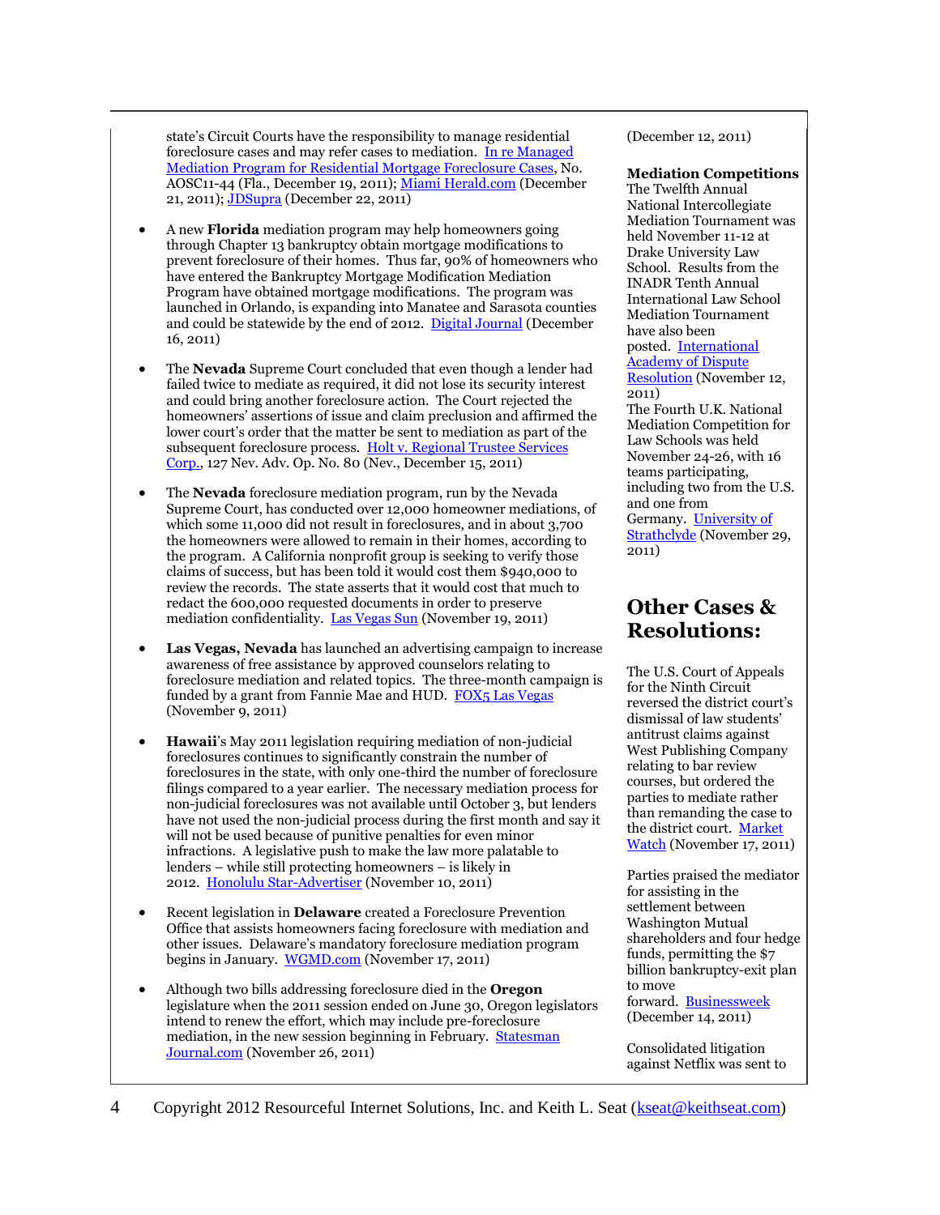state's Circuit Courts have the responsibility to manage residential foreclosure cases and may refer cases to mediation. In re Managed Mediation Program for Residential Mortgage Foreclosure Cases, No. AOSC11-44 (Fla., December 19, 2011); Miami Herald.com (December 21, 2011); JDSupra (December 22, 2011)

- A new **Florida** mediation program may help homeowners going through Chapter 13 bankruptcy obtain mortgage modifications to prevent foreclosure of their homes. Thus far, 90% of homeowners who have entered the Bankruptcy Mortgage Modification Mediation Program have obtained mortgage modifications. The program was launched in Orlando, is expanding into Manatee and Sarasota counties and could be statewide by the end of 2012. Digital Journal (December 16, 2011)

- The **Nevada** Supreme Court concluded that even though a lender had failed twice to mediate as required, it did not lose its security interest and could bring another foreclosure action. The Court rejected the homeowners' assertions of issue and claim preclusion and affirmed the lower court's order that the matter be sent to mediation as part of the subsequent foreclosure process. Holt v. Regional Trustee Services Corp., 127 Nev. Adv. Op. No. 80 (Nev., December 15, 2011)

- The **Nevada** foreclosure mediation program, run by the Nevada Supreme Court, has conducted over 12,000 homeowner mediations, of which some 11,000 did not result in foreclosures, and in about 3,700 the homeowners were allowed to remain in their homes, according to the program. A California nonprofit group is seeking to verify those claims of success, but has been told it would cost them $940,000 to review the records. The state asserts that it would cost that much to redact the 600,000 requested documents in order to preserve mediation confidentiality. Las Vegas Sun (November 19, 2011)

- **Las Vegas, Nevada** has launched an advertising campaign to increase awareness of free assistance by approved counselors relating to foreclosure mediation and related topics. The three-month campaign is funded by a grant from Fannie Mae and HUD. FOX5 Las Vegas (November 9, 2011)

- **Hawaii**'s May 2011 legislation requiring mediation of non-judicial foreclosures continues to significantly constrain the number of foreclosures in the state, with only one-third the number of foreclosure filings compared to a year earlier. The necessary mediation process for non-judicial foreclosures was not available until October 3, but lenders have not used the non-judicial process during the first month and say it will not be used because of punitive penalties for even minor infractions. A legislative push to make the law more palatable to lenders – while still protecting homeowners – is likely in 2012. Honolulu Star-Advertiser (November 10, 2011)

- Recent legislation in **Delaware** created a Foreclosure Prevention Office that assists homeowners facing foreclosure with mediation and other issues. Delaware's mandatory foreclosure mediation program begins in January. WGMD.com (November 17, 2011)

- Although two bills addressing foreclosure died in the **Oregon** legislature when the 2011 session ended on June 30, Oregon legislators intend to renew the effort, which may include pre-foreclosure mediation, in the new session beginning in February. Statesman Journal.com (November 26, 2011)

(December 12, 2011)

**Mediation Competitions**

The Twelfth Annual National Intercollegiate Mediation Tournament was held November 11-12 at Drake University Law School. Results from the INADR Tenth Annual International Law School Mediation Tournament have also been posted. International Academy of Dispute Resolution (November 12, 2011)

The Fourth U.K. National Mediation Competition for Law Schools was held November 24-26, with 16 teams participating, including two from the U.S. and one from Germany. University of Strathclyde (November 29, 2011)

## Other Cases & Resolutions:

The U.S. Court of Appeals for the Ninth Circuit reversed the district court's dismissal of law students' antitrust claims against West Publishing Company relating to bar review courses, but ordered the parties to mediate rather than remanding the case to the district court. Market Watch (November 17, 2011)

Parties praised the mediator for assisting in the settlement between Washington Mutual shareholders and four hedge funds, permitting the $7 billion bankruptcy-exit plan to move forward. Businessweek (December 14, 2011)

Consolidated litigation against Netflix was sent to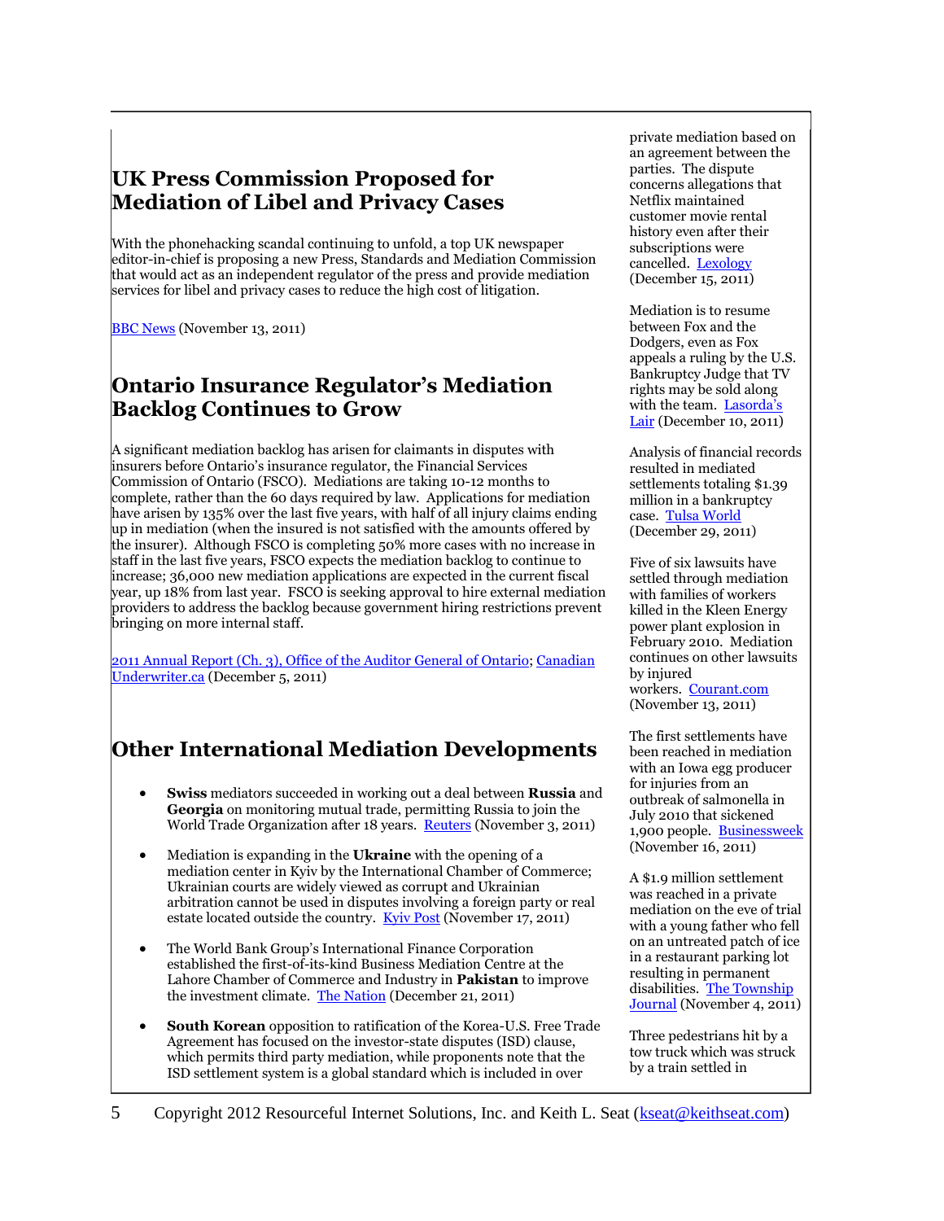## UK Press Commission Proposed for Mediation of Libel and Privacy Cases

With the phonehacking scandal continuing to unfold, a top UK newspaper editor-in-chief is proposing a new Press, Standards and Mediation Commission that would act as an independent regulator of the press and provide mediation services for libel and privacy cases to reduce the high cost of litigation.

BBC News (November 13, 2011)

## Ontario Insurance Regulator's Mediation Backlog Continues to Grow

A significant mediation backlog has arisen for claimants in disputes with insurers before Ontario's insurance regulator, the Financial Services Commission of Ontario (FSCO). Mediations are taking 10-12 months to complete, rather than the 60 days required by law. Applications for mediation have arisen by 135% over the last five years, with half of all injury claims ending up in mediation (when the insured is not satisfied with the amounts offered by the insurer). Although FSCO is completing 50% more cases with no increase in staff in the last five years, FSCO expects the mediation backlog to continue to increase; 36,000 new mediation applications are expected in the current fiscal year, up 18% from last year. FSCO is seeking approval to hire external mediation providers to address the backlog because government hiring restrictions prevent bringing on more internal staff.

2011 Annual Report (Ch. 3), Office of the Auditor General of Ontario; Canadian Underwriter.ca (December 5, 2011)

## Other International Mediation Developments

- **Swiss** mediators succeeded in working out a deal between **Russia** and **Georgia** on monitoring mutual trade, permitting Russia to join the World Trade Organization after 18 years. Reuters (November 3, 2011)
- Mediation is expanding in the **Ukraine** with the opening of a mediation center in Kyiv by the International Chamber of Commerce; Ukrainian courts are widely viewed as corrupt and Ukrainian arbitration cannot be used in disputes involving a foreign party or real estate located outside the country. Kyiv Post (November 17, 2011)
- The World Bank Group's International Finance Corporation established the first-of-its-kind Business Mediation Centre at the Lahore Chamber of Commerce and Industry in **Pakistan** to improve the investment climate. The Nation (December 21, 2011)
- **South Korean** opposition to ratification of the Korea-U.S. Free Trade Agreement has focused on the investor-state disputes (ISD) clause, which permits third party mediation, while proponents note that the ISD settlement system is a global standard which is included in over

private mediation based on an agreement between the parties. The dispute concerns allegations that Netflix maintained customer movie rental history even after their subscriptions were cancelled. Lexology (December 15, 2011)

Mediation is to resume between Fox and the Dodgers, even as Fox appeals a ruling by the U.S. Bankruptcy Judge that TV rights may be sold along with the team. Lasorda's Lair (December 10, 2011)

Analysis of financial records resulted in mediated settlements totaling $1.39 million in a bankruptcy case. Tulsa World (December 29, 2011)

Five of six lawsuits have settled through mediation with families of workers killed in the Kleen Energy power plant explosion in February 2010. Mediation continues on other lawsuits by injured workers. Courant.com (November 13, 2011)

The first settlements have been reached in mediation with an Iowa egg producer for injuries from an outbreak of salmonella in July 2010 that sickened 1,900 people. Businessweek (November 16, 2011)

A $1.9 million settlement was reached in a private mediation on the eve of trial with a young father who fell on an untreated patch of ice in a restaurant parking lot resulting in permanent disabilities. The Township Journal (November 4, 2011)

Three pedestrians hit by a tow truck which was struck by a train settled in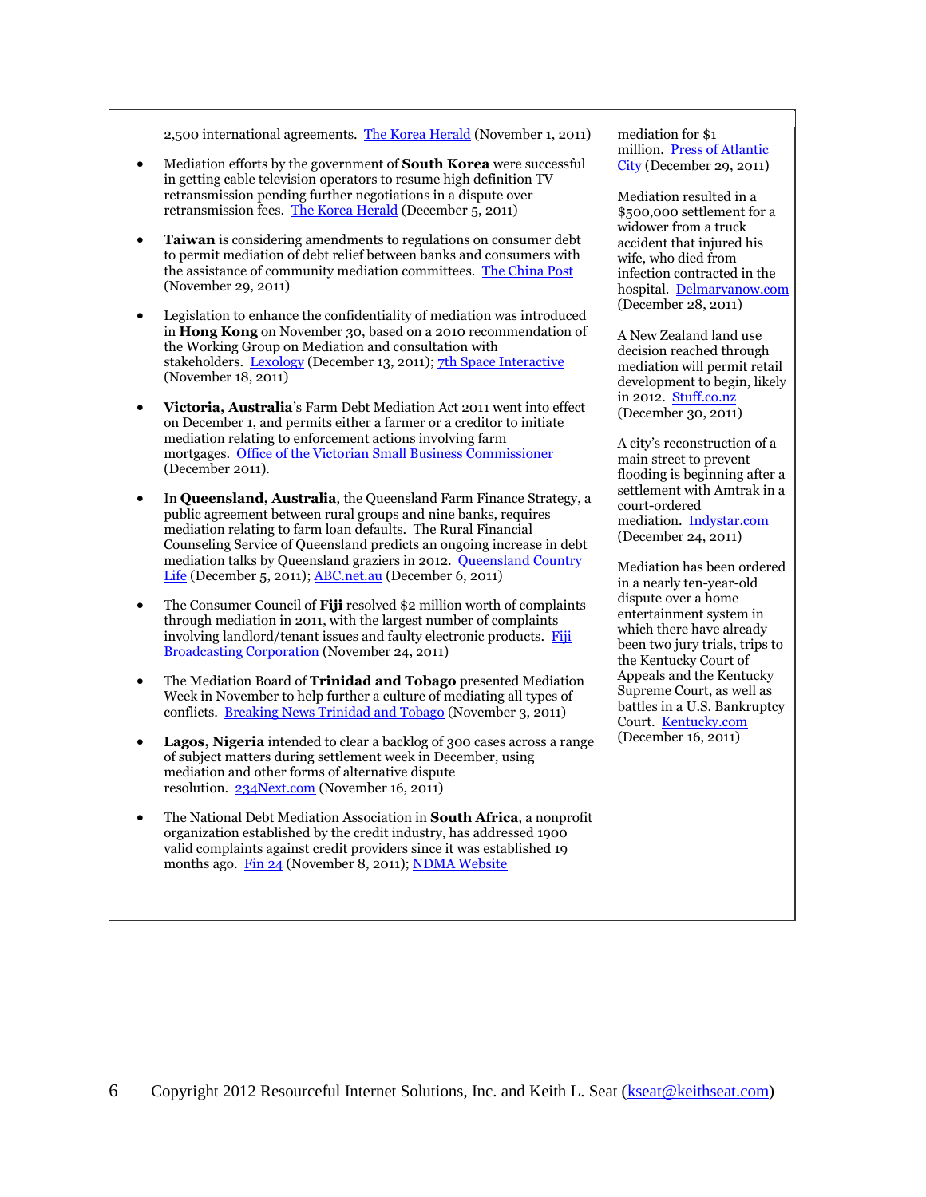2,500 international agreements. [The Korea Herald](#) (November 1, 2011)

- Mediation efforts by the government of **South Korea** were successful in getting cable television operators to resume high definition TV retransmission pending further negotiations in a dispute over retransmission fees. The Korea Herald (December 5, 2011)

- **Taiwan** is considering amendments to regulations on consumer debt to permit mediation of debt relief between banks and consumers with the assistance of community mediation committees. The China Post (November 29, 2011)

- Legislation to enhance the confidentiality of mediation was introduced in **Hong Kong** on November 30, based on a 2010 recommendation of the Working Group on Mediation and consultation with stakeholders. Lexology (December 13, 2011); 7th Space Interactive (November 18, 2011)

- **Victoria, Australia**'s Farm Debt Mediation Act 2011 went into effect on December 1, and permits either a farmer or a creditor to initiate mediation relating to enforcement actions involving farm mortgages. Office of the Victorian Small Business Commissioner (December 2011).

- In **Queensland, Australia**, the Queensland Farm Finance Strategy, a public agreement between rural groups and nine banks, requires mediation relating to farm loan defaults. The Rural Financial Counseling Service of Queensland predicts an ongoing increase in debt mediation talks by Queensland graziers in 2012. Queensland Country Life (December 5, 2011); ABC.net.au (December 6, 2011)

- The Consumer Council of **Fiji** resolved $2 million worth of complaints through mediation in 2011, with the largest number of complaints involving landlord/tenant issues and faulty electronic products. Fiji Broadcasting Corporation (November 24, 2011)

- The Mediation Board of **Trinidad and Tobago** presented Mediation Week in November to help further a culture of mediating all types of conflicts. Breaking News Trinidad and Tobago (November 3, 2011)

- **Lagos, Nigeria** intended to clear a backlog of 300 cases across a range of subject matters during settlement week in December, using mediation and other forms of alternative dispute resolution. 234Next.com (November 16, 2011)

- The National Debt Mediation Association in **South Africa**, a nonprofit organization established by the credit industry, has addressed 1900 valid complaints against credit providers since it was established 19 months ago. Fin 24 (November 8, 2011); NDMA Website

mediation for $1 million. Press of Atlantic City (December 29, 2011)

Mediation resulted in a $500,000 settlement for a widower from a truck accident that injured his wife, who died from infection contracted in the hospital. Delmarvanow.com (December 28, 2011)

A New Zealand land use decision reached through mediation will permit retail development to begin, likely in 2012. Stuff.co.nz (December 30, 2011)

A city's reconstruction of a main street to prevent flooding is beginning after a settlement with Amtrak in a court-ordered mediation. Indystar.com (December 24, 2011)

Mediation has been ordered in a nearly ten-year-old dispute over a home entertainment system in which there have already been two jury trials, trips to the Kentucky Court of Appeals and the Kentucky Supreme Court, as well as battles in a U.S. Bankruptcy Court. Kentucky.com (December 16, 2011)

Copyright 2012 Resourceful Internet Solutions, Inc. and Keith L. Seat (kseat@keithseat.com)